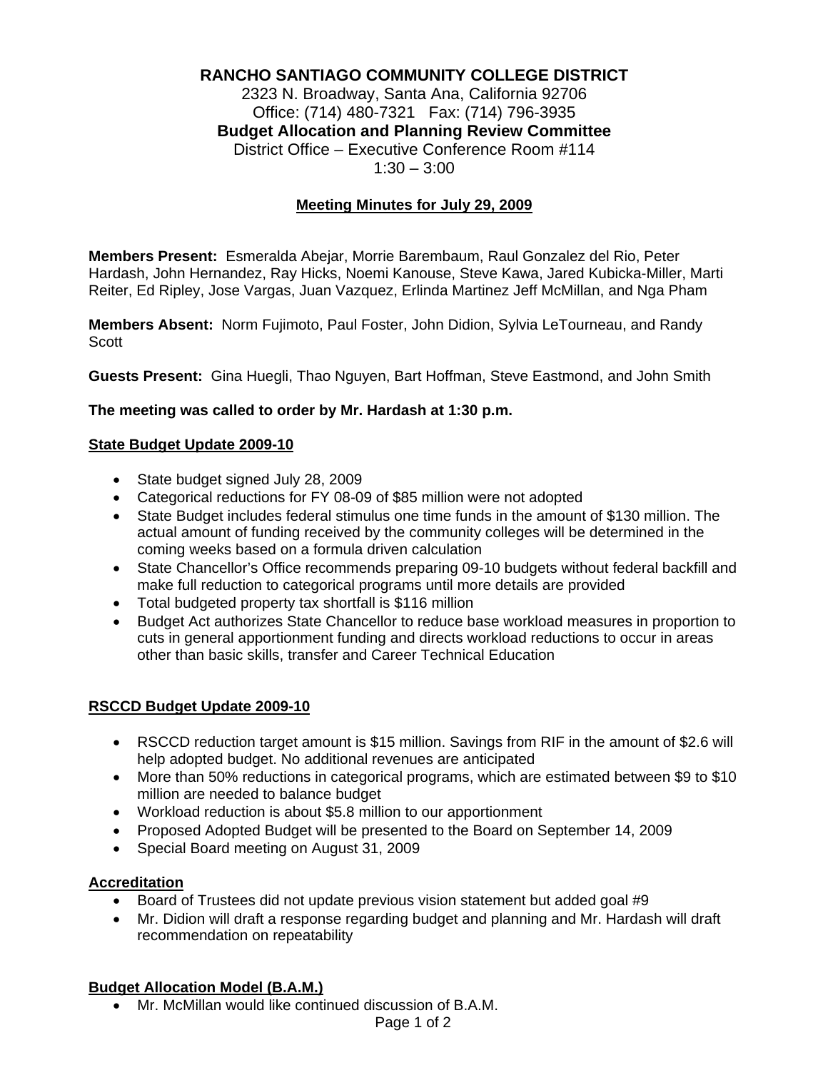# RANCHO SANTIAGO COMMUNITY COLLEGE DISTRICT

2323 N. Broadway, Santa Ana, California 92706
Office: (714) 480-7321 Fax: (714) 796-3935

**Budget Allocation and Planning Review Committee**

District Office – Executive Conference Room #114
1:30 – 3:00

## Meeting Minutes for July 29, 2009

**Members Present:** Esmeralda Abejar, Morrie Barembaum, Raul Gonzalez del Rio, Peter Hardash, John Hernandez, Ray Hicks, Noemi Kanouse, Steve Kawa, Jared Kubicka-Miller, Marti Reiter, Ed Ripley, Jose Vargas, Juan Vazquez, Erlinda Martinez Jeff McMillan, and Nga Pham

**Members Absent:** Norm Fujimoto, Paul Foster, John Didion, Sylvia LeTourneau, and Randy Scott

**Guests Present:** Gina Huegli, Thao Nguyen, Bart Hoffman, Steve Eastmond, and John Smith

**The meeting was called to order by Mr. Hardash at 1:30 p.m.**

### State Budget Update 2009-10

- State budget signed July 28, 2009
- Categorical reductions for FY 08-09 of $85 million were not adopted
- State Budget includes federal stimulus one time funds in the amount of $130 million. The actual amount of funding received by the community colleges will be determined in the coming weeks based on a formula driven calculation
- State Chancellor's Office recommends preparing 09-10 budgets without federal backfill and make full reduction to categorical programs until more details are provided
- Total budgeted property tax shortfall is $116 million
- Budget Act authorizes State Chancellor to reduce base workload measures in proportion to cuts in general apportionment funding and directs workload reductions to occur in areas other than basic skills, transfer and Career Technical Education

### RSCCD Budget Update 2009-10

- RSCCD reduction target amount is $15 million. Savings from RIF in the amount of $2.6 will help adopted budget. No additional revenues are anticipated
- More than 50% reductions in categorical programs, which are estimated between $9 to $10 million are needed to balance budget
- Workload reduction is about $5.8 million to our apportionment
- Proposed Adopted Budget will be presented to the Board on September 14, 2009
- Special Board meeting on August 31, 2009

### Accreditation

- Board of Trustees did not update previous vision statement but added goal #9
- Mr. Didion will draft a response regarding budget and planning and Mr. Hardash will draft recommendation on repeatability

### Budget Allocation Model (B.A.M.)

- Mr. McMillan would like continued discussion of B.A.M.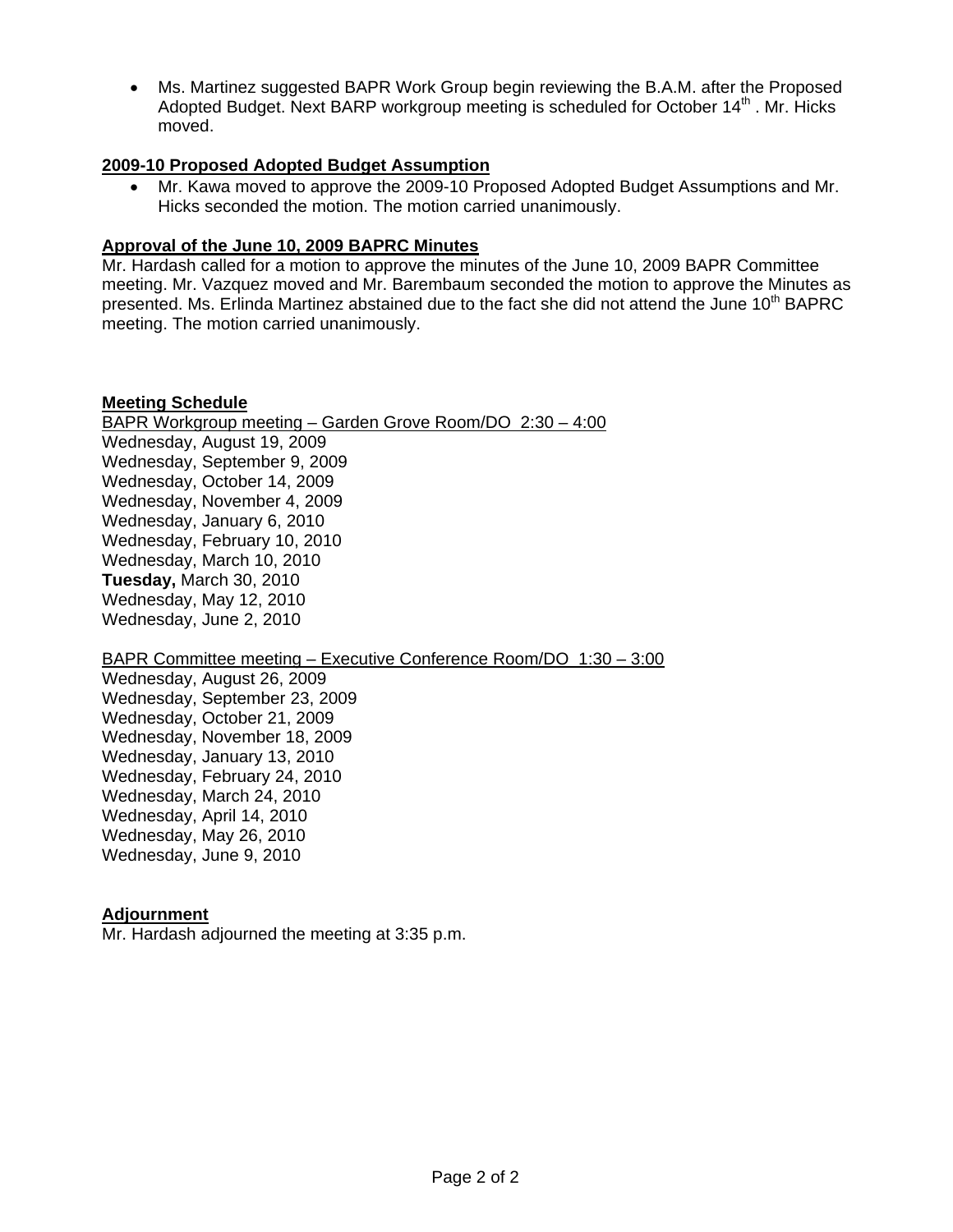- Ms. Martinez suggested BAPR Work Group begin reviewing the B.A.M. after the Proposed Adopted Budget. Next BARP workgroup meeting is scheduled for October 14th . Mr. Hicks moved.

**2009-10 Proposed Adopted Budget Assumption**

- Mr. Kawa moved to approve the 2009-10 Proposed Adopted Budget Assumptions and Mr. Hicks seconded the motion. The motion carried unanimously.

**Approval of the June 10, 2009 BAPRC Minutes**

Mr. Hardash called for a motion to approve the minutes of the June 10, 2009 BAPR Committee meeting. Mr. Vazquez moved and Mr. Barembaum seconded the motion to approve the Minutes as presented. Ms. Erlinda Martinez abstained due to the fact she did not attend the June 10th BAPRC meeting. The motion carried unanimously.

**Meeting Schedule**

BAPR Workgroup meeting – Garden Grove Room/DO 2:30 – 4:00

Wednesday, August 19, 2009
Wednesday, September 9, 2009
Wednesday, October 14, 2009
Wednesday, November 4, 2009
Wednesday, January 6, 2010
Wednesday, February 10, 2010
Wednesday, March 10, 2010
**Tuesday,** March 30, 2010
Wednesday, May 12, 2010
Wednesday, June 2, 2010

BAPR Committee meeting – Executive Conference Room/DO 1:30 – 3:00

Wednesday, August 26, 2009
Wednesday, September 23, 2009
Wednesday, October 21, 2009
Wednesday, November 18, 2009
Wednesday, January 13, 2010
Wednesday, February 24, 2010
Wednesday, March 24, 2010
Wednesday, April 14, 2010
Wednesday, May 26, 2010
Wednesday, June 9, 2010

**Adjournment**

Mr. Hardash adjourned the meeting at 3:35 p.m.